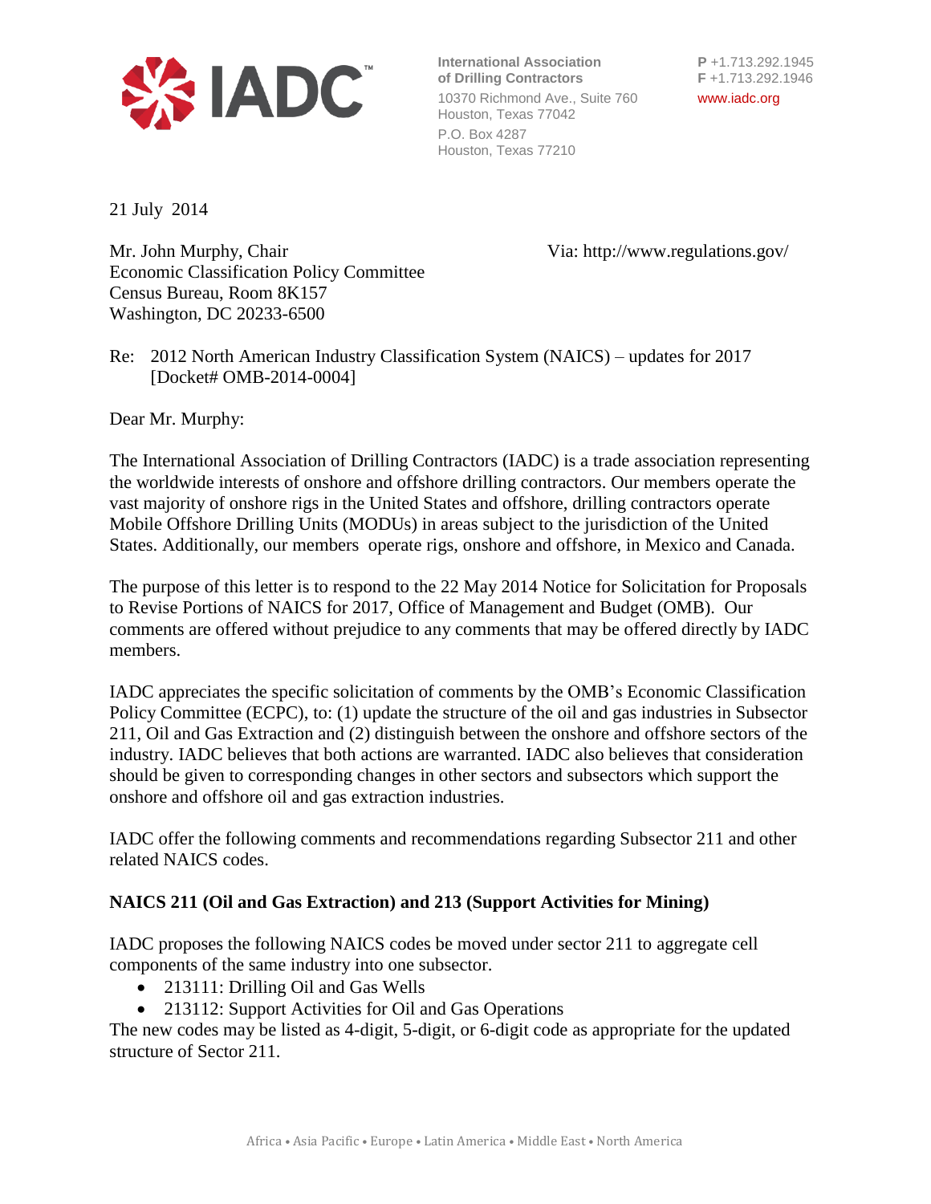**IADC**

International Association of Drilling Contractors
10370 Richmond Ave., Suite 760
Houston, Texas 77042
P.O. Box 4287
Houston, Texas 77210

P +1.713.292.1945
F +1.713.292.1946
www.iadc.org

21 July 2014

Mr. John Murphy, Chair
Economic Classification Policy Committee
Census Bureau, Room 8K157
Washington, DC 20233-6500

Via: http://www.regulations.gov/

Re: 2012 North American Industry Classification System (NAICS) – updates for 2017 [Docket# OMB-2014-0004]

Dear Mr. Murphy:

The International Association of Drilling Contractors (IADC) is a trade association representing the worldwide interests of onshore and offshore drilling contractors. Our members operate the vast majority of onshore rigs in the United States and offshore, drilling contractors operate Mobile Offshore Drilling Units (MODUs) in areas subject to the jurisdiction of the United States. Additionally, our members operate rigs, onshore and offshore, in Mexico and Canada.

The purpose of this letter is to respond to the 22 May 2014 Notice for Solicitation for Proposals to Revise Portions of NAICS for 2017, Office of Management and Budget (OMB). Our comments are offered without prejudice to any comments that may be offered directly by IADC members.

IADC appreciates the specific solicitation of comments by the OMB's Economic Classification Policy Committee (ECPC), to: (1) update the structure of the oil and gas industries in Subsector 211, Oil and Gas Extraction and (2) distinguish between the onshore and offshore sectors of the industry. IADC believes that both actions are warranted. IADC also believes that consideration should be given to corresponding changes in other sectors and subsectors which support the onshore and offshore oil and gas extraction industries.

IADC offer the following comments and recommendations regarding Subsector 211 and other related NAICS codes.

**NAICS 211 (Oil and Gas Extraction) and 213 (Support Activities for Mining)**

IADC proposes the following NAICS codes be moved under sector 211 to aggregate cell components of the same industry into one subsector.

- 213111: Drilling Oil and Gas Wells
- 213112: Support Activities for Oil and Gas Operations

The new codes may be listed as 4-digit, 5-digit, or 6-digit code as appropriate for the updated structure of Sector 211.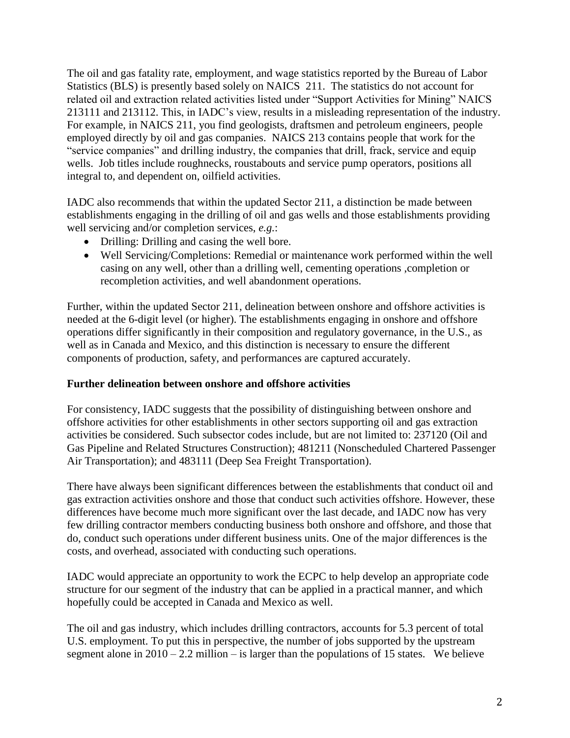The oil and gas fatality rate, employment, and wage statistics reported by the Bureau of Labor Statistics (BLS) is presently based solely on NAICS 211. The statistics do not account for related oil and extraction related activities listed under "Support Activities for Mining" NAICS 213111 and 213112. This, in IADC's view, results in a misleading representation of the industry. For example, in NAICS 211, you find geologists, draftsmen and petroleum engineers, people employed directly by oil and gas companies. NAICS 213 contains people that work for the "service companies" and drilling industry, the companies that drill, frack, service and equip wells. Job titles include roughnecks, roustabouts and service pump operators, positions all integral to, and dependent on, oilfield activities.

IADC also recommends that within the updated Sector 211, a distinction be made between establishments engaging in the drilling of oil and gas wells and those establishments providing well servicing and/or completion services, *e.g.*:

- Drilling: Drilling and casing the well bore.
- Well Servicing/Completions: Remedial or maintenance work performed within the well casing on any well, other than a drilling well, cementing operations ,completion or recompletion activities, and well abandonment operations.

Further, within the updated Sector 211, delineation between onshore and offshore activities is needed at the 6-digit level (or higher). The establishments engaging in onshore and offshore operations differ significantly in their composition and regulatory governance, in the U.S., as well as in Canada and Mexico, and this distinction is necessary to ensure the different components of production, safety, and performances are captured accurately.

**Further delineation between onshore and offshore activities**

For consistency, IADC suggests that the possibility of distinguishing between onshore and offshore activities for other establishments in other sectors supporting oil and gas extraction activities be considered. Such subsector codes include, but are not limited to: 237120 (Oil and Gas Pipeline and Related Structures Construction); 481211 (Nonscheduled Chartered Passenger Air Transportation); and 483111 (Deep Sea Freight Transportation).

There have always been significant differences between the establishments that conduct oil and gas extraction activities onshore and those that conduct such activities offshore. However, these differences have become much more significant over the last decade, and IADC now has very few drilling contractor members conducting business both onshore and offshore, and those that do, conduct such operations under different business units. One of the major differences is the costs, and overhead, associated with conducting such operations.

IADC would appreciate an opportunity to work the ECPC to help develop an appropriate code structure for our segment of the industry that can be applied in a practical manner, and which hopefully could be accepted in Canada and Mexico as well.

The oil and gas industry, which includes drilling contractors, accounts for 5.3 percent of total U.S. employment. To put this in perspective, the number of jobs supported by the upstream segment alone in 2010 – 2.2 million – is larger than the populations of 15 states. We believe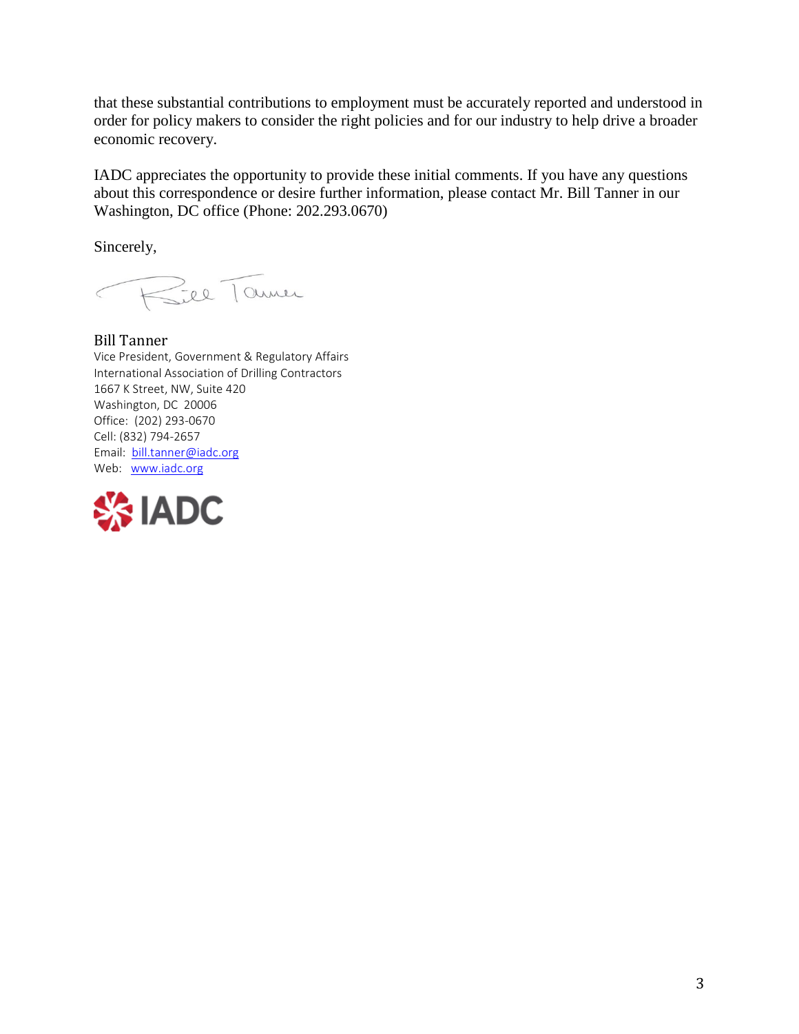that these substantial contributions to employment must be accurately reported and understood in order for policy makers to consider the right policies and for our industry to help drive a broader economic recovery.

IADC appreciates the opportunity to provide these initial comments. If you have any questions about this correspondence or desire further information, please contact Mr. Bill Tanner in our Washington, DC office (Phone: 202.293.0670)

Sincerely,

Bill Tanner
Vice President, Government & Regulatory Affairs
International Association of Drilling Contractors
1667 K Street, NW, Suite 420
Washington, DC 20006
Office: (202) 293-0670
Cell: (832) 794-2657
Email: bill.tanner@iadc.org
Web: www.iadc.org

IADC